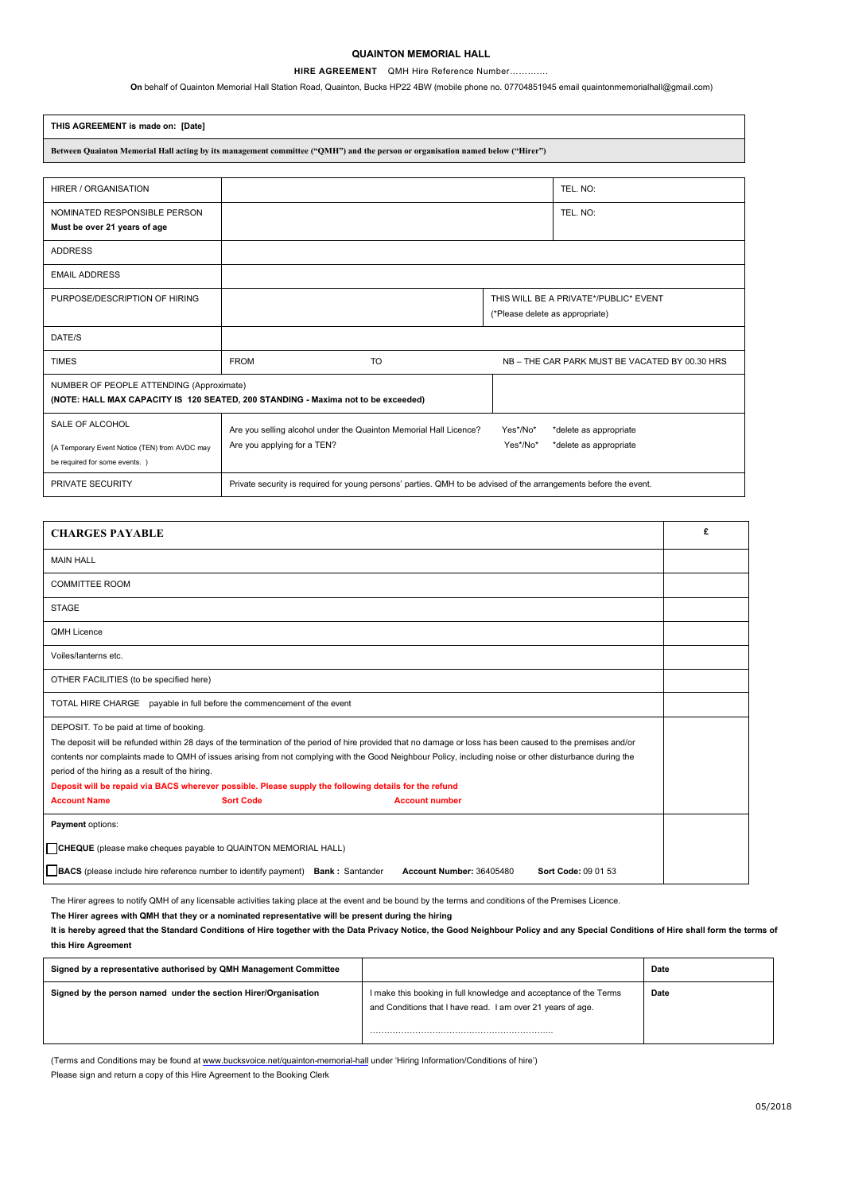# QUAINTON MEMORIAL HALL

**HIRE AGREEMENT** QMH Hire Reference Number…………

**On** behalf of Quainton Memorial Hall Station Road, Quainton, Bucks HP22 4BW (mobile phone no. 07704851945 email quaintonmemorialhall@gmail.com)

| **THIS AGREEMENT is made on: [Date]** |
|---|
| **Between Quainton Memorial Hall acting by its management committee ("QMH") and the person or organisation named below ("Hirer")** |

| | | | |
|---|---|---|---|
| HIRER / ORGANISATION | | | TEL. NO: |
| NOMINATED RESPONSIBLE PERSON **Must be over 21 years of age** | | | TEL. NO: |
| ADDRESS | | | |
| EMAIL ADDRESS | | | |
| PURPOSE/DESCRIPTION OF HIRING | | THIS WILL BE A PRIVATE*/PUBLIC* EVENT (*Please delete as appropriate) | |
| DATE/S | | | |
| TIMES | FROM TO | NB – THE CAR PARK MUST BE VACATED BY 00.30 HRS | |
| NUMBER OF PEOPLE ATTENDING (Approximate) **(NOTE: HALL MAX CAPACITY IS 120 SEATED, 200 STANDING - Maxima not to be exceeded)** | | | |
| SALE OF ALCOHOL (A Temporary Event Notice (TEN) from AVDC may be required for some events. ) | Are you selling alcohol under the Quainton Memorial Hall Licence? Yes*/No* *delete as appropriate<br>Are you applying for a TEN? Yes*/No* *delete as appropriate | | |
| PRIVATE SECURITY | Private security is required for young persons' parties. QMH to be advised of the arrangements before the event. | | |

| **CHARGES PAYABLE** | **£** |
|---|---|
| MAIN HALL | |
| COMMITTEE ROOM | |
| STAGE | |
| QMH Licence | |
| Voiles/lanterns etc. | |
| OTHER FACILITIES (to be specified here) | |
| TOTAL HIRE CHARGE payable in full before the commencement of the event | |
| DEPOSIT. To be paid at time of booking.<br>The deposit will be refunded within 28 days of the termination of the period of hire provided that no damage or loss has been caused to the premises and/or contents nor complaints made to QMH of issues arising from not complying with the Good Neighbour Policy, including noise or other disturbance during the period of the hiring as a result of the hiring.<br>**Deposit will be repaid via BACS wherever possible. Please supply the following details for the refund**<br>**Account Name** **Sort Code** **Account number** | |
| **Payment** options:<br>☐ **CHEQUE** (please make cheques payable to QUAINTON MEMORIAL HALL)<br>☐ **BACS** (please include hire reference number to identify payment) **Bank :** Santander **Account Number:** 36405480 **Sort Code:** 09 01 53 | |

The Hirer agrees to notify QMH of any licensable activities taking place at the event and be bound by the terms and conditions of the Premises Licence.

**The Hirer agrees with QMH that they or a nominated representative will be present during the hiring**

**It is hereby agreed that the Standard Conditions of Hire together with the Data Privacy Notice, the Good Neighbour Policy and any Special Conditions of Hire shall form the terms of this Hire Agreement**

| **Signed by a representative authorised by QMH Management Committee** | | **Date** |
|---|---|---|
| **Signed by the person named under the section Hirer/Organisation** | I make this booking in full knowledge and acceptance of the Terms and Conditions that I have read. I am over 21 years of age.<br><br>……………………………………………………….. | **Date** |

(Terms and Conditions may be found at www.bucksvoice.net/quainton-memorial-hall under 'Hiring Information/Conditions of hire')

Please sign and return a copy of this Hire Agreement to the Booking Clerk

05/2018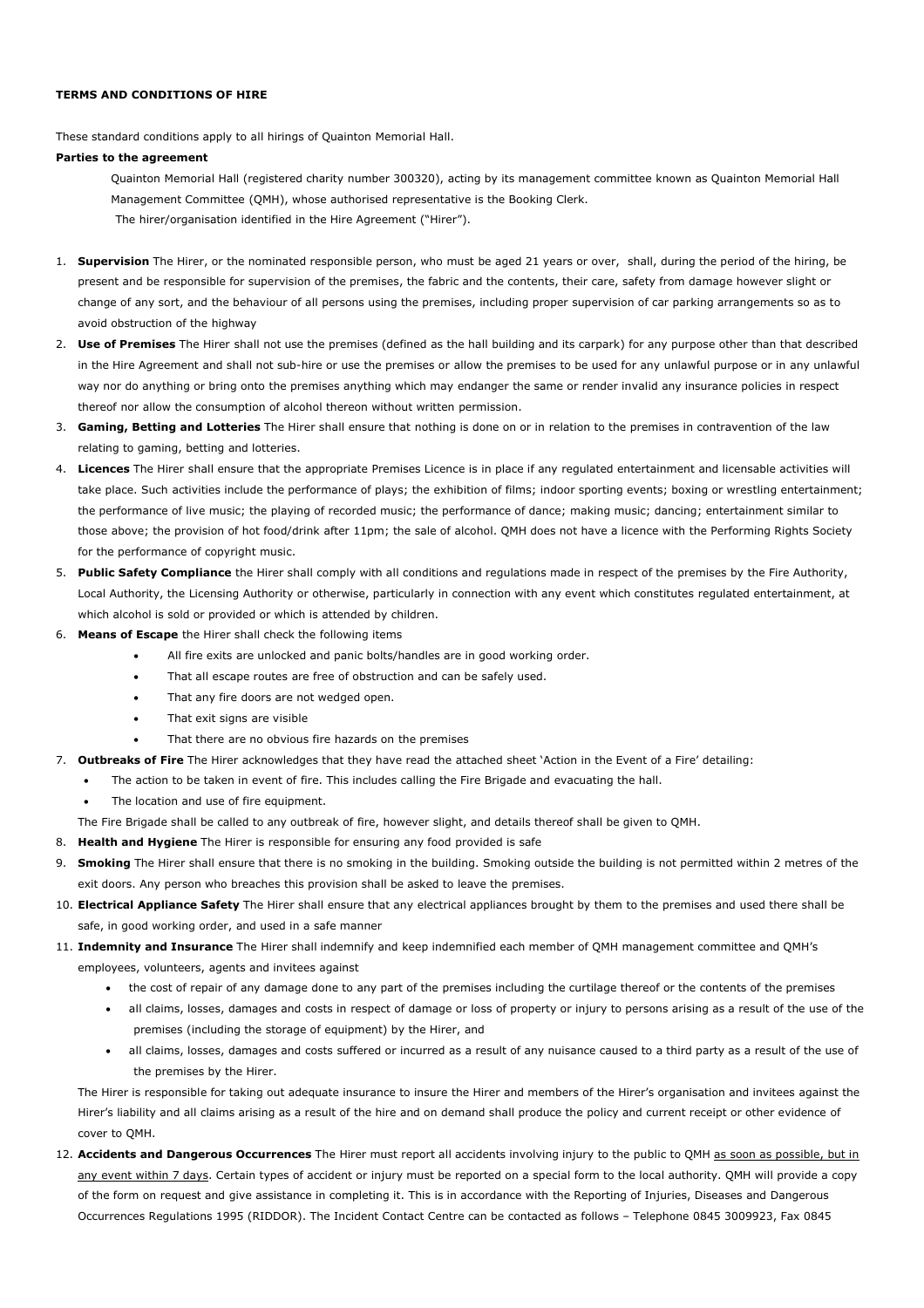**TERMS AND CONDITIONS OF HIRE**

These standard conditions apply to all hirings of Quainton Memorial Hall.

**Parties to the agreement**

Quainton Memorial Hall (registered charity number 300320), acting by its management committee known as Quainton Memorial Hall Management Committee (QMH), whose authorised representative is the Booking Clerk.

The hirer/organisation identified in the Hire Agreement ("Hirer").

1. **Supervision** The Hirer, or the nominated responsible person, who must be aged 21 years or over, shall, during the period of the hiring, be present and be responsible for supervision of the premises, the fabric and the contents, their care, safety from damage however slight or change of any sort, and the behaviour of all persons using the premises, including proper supervision of car parking arrangements so as to avoid obstruction of the highway
2. **Use of Premises** The Hirer shall not use the premises (defined as the hall building and its carpark) for any purpose other than that described in the Hire Agreement and shall not sub-hire or use the premises or allow the premises to be used for any unlawful purpose or in any unlawful way nor do anything or bring onto the premises anything which may endanger the same or render invalid any insurance policies in respect thereof nor allow the consumption of alcohol thereon without written permission.
3. **Gaming, Betting and Lotteries** The Hirer shall ensure that nothing is done on or in relation to the premises in contravention of the law relating to gaming, betting and lotteries.
4. **Licences** The Hirer shall ensure that the appropriate Premises Licence is in place if any regulated entertainment and licensable activities will take place. Such activities include the performance of plays; the exhibition of films; indoor sporting events; boxing or wrestling entertainment; the performance of live music; the playing of recorded music; the performance of dance; making music; dancing; entertainment similar to those above; the provision of hot food/drink after 11pm; the sale of alcohol. QMH does not have a licence with the Performing Rights Society for the performance of copyright music.
5. **Public Safety Compliance** the Hirer shall comply with all conditions and regulations made in respect of the premises by the Fire Authority, Local Authority, the Licensing Authority or otherwise, particularly in connection with any event which constitutes regulated entertainment, at which alcohol is sold or provided or which is attended by children.
6. **Means of Escape** the Hirer shall check the following items
   - All fire exits are unlocked and panic bolts/handles are in good working order.
   - That all escape routes are free of obstruction and can be safely used.
   - That any fire doors are not wedged open.
   - That exit signs are visible
   - That there are no obvious fire hazards on the premises
7. **Outbreaks of Fire** The Hirer acknowledges that they have read the attached sheet 'Action in the Event of a Fire' detailing:
   - The action to be taken in event of fire. This includes calling the Fire Brigade and evacuating the hall.
   - The location and use of fire equipment.

   The Fire Brigade shall be called to any outbreak of fire, however slight, and details thereof shall be given to QMH.
8. **Health and Hygiene** The Hirer is responsible for ensuring any food provided is safe
9. **Smoking** The Hirer shall ensure that there is no smoking in the building. Smoking outside the building is not permitted within 2 metres of the exit doors. Any person who breaches this provision shall be asked to leave the premises.
10. **Electrical Appliance Safety** The Hirer shall ensure that any electrical appliances brought by them to the premises and used there shall be safe, in good working order, and used in a safe manner
11. **Indemnity and Insurance** The Hirer shall indemnify and keep indemnified each member of QMH management committee and QMH's employees, volunteers, agents and invitees against
    - the cost of repair of any damage done to any part of the premises including the curtilage thereof or the contents of the premises
    - all claims, losses, damages and costs in respect of damage or loss of property or injury to persons arising as a result of the use of the premises (including the storage of equipment) by the Hirer, and
    - all claims, losses, damages and costs suffered or incurred as a result of any nuisance caused to a third party as a result of the use of the premises by the Hirer.

    The Hirer is responsible for taking out adequate insurance to insure the Hirer and members of the Hirer's organisation and invitees against the Hirer's liability and all claims arising as a result of the hire and on demand shall produce the policy and current receipt or other evidence of cover to QMH.
12. **Accidents and Dangerous Occurrences** The Hirer must report all accidents involving injury to the public to QMH <u>as soon as possible, but in any event within 7 days</u>. Certain types of accident or injury must be reported on a special form to the local authority. QMH will provide a copy of the form on request and give assistance in completing it. This is in accordance with the Reporting of Injuries, Diseases and Dangerous Occurrences Regulations 1995 (RIDDOR). The Incident Contact Centre can be contacted as follows – Telephone 0845 3009923, Fax 0845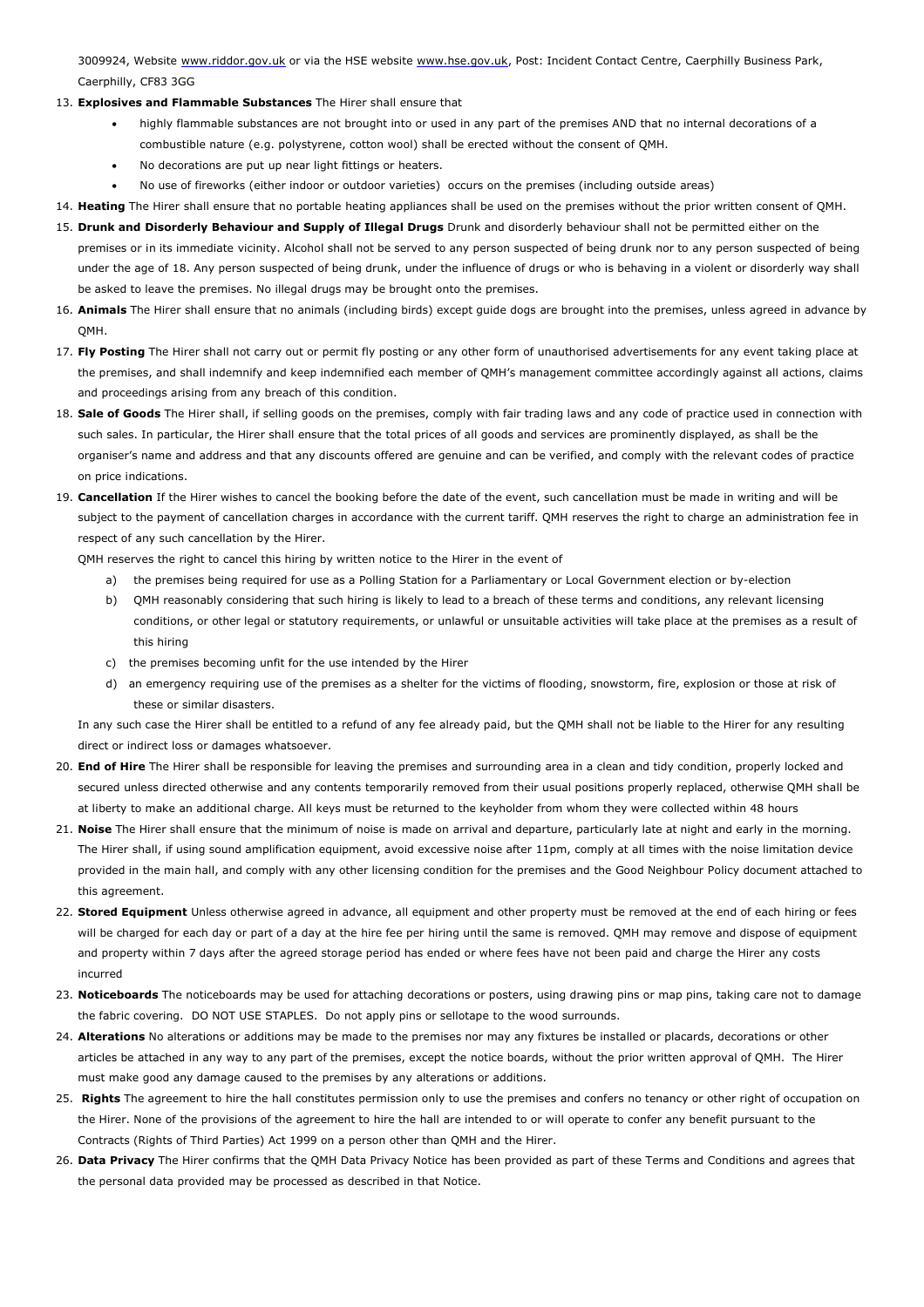3009924, Website www.riddor.gov.uk or via the HSE website www.hse.gov.uk, Post: Incident Contact Centre, Caerphilly Business Park, Caerphilly, CF83 3GG

13. **Explosives and Flammable Substances** The Hirer shall ensure that
    - highly flammable substances are not brought into or used in any part of the premises AND that no internal decorations of a combustible nature (e.g. polystyrene, cotton wool) shall be erected without the consent of QMH.
    - No decorations are put up near light fittings or heaters.
    - No use of fireworks (either indoor or outdoor varieties) occurs on the premises (including outside areas)
14. **Heating** The Hirer shall ensure that no portable heating appliances shall be used on the premises without the prior written consent of QMH.
15. **Drunk and Disorderly Behaviour and Supply of Illegal Drugs** Drunk and disorderly behaviour shall not be permitted either on the premises or in its immediate vicinity. Alcohol shall not be served to any person suspected of being drunk nor to any person suspected of being under the age of 18. Any person suspected of being drunk, under the influence of drugs or who is behaving in a violent or disorderly way shall be asked to leave the premises. No illegal drugs may be brought onto the premises.
16. **Animals** The Hirer shall ensure that no animals (including birds) except guide dogs are brought into the premises, unless agreed in advance by QMH.
17. **Fly Posting** The Hirer shall not carry out or permit fly posting or any other form of unauthorised advertisements for any event taking place at the premises, and shall indemnify and keep indemnified each member of QMH's management committee accordingly against all actions, claims and proceedings arising from any breach of this condition.
18. **Sale of Goods** The Hirer shall, if selling goods on the premises, comply with fair trading laws and any code of practice used in connection with such sales. In particular, the Hirer shall ensure that the total prices of all goods and services are prominently displayed, as shall be the organiser's name and address and that any discounts offered are genuine and can be verified, and comply with the relevant codes of practice on price indications.
19. **Cancellation** If the Hirer wishes to cancel the booking before the date of the event, such cancellation must be made in writing and will be subject to the payment of cancellation charges in accordance with the current tariff. QMH reserves the right to charge an administration fee in respect of any such cancellation by the Hirer.

    QMH reserves the right to cancel this hiring by written notice to the Hirer in the event of

    a) the premises being required for use as a Polling Station for a Parliamentary or Local Government election or by-election
    b) QMH reasonably considering that such hiring is likely to lead to a breach of these terms and conditions, any relevant licensing conditions, or other legal or statutory requirements, or unlawful or unsuitable activities will take place at the premises as a result of this hiring
    c) the premises becoming unfit for the use intended by the Hirer
    d) an emergency requiring use of the premises as a shelter for the victims of flooding, snowstorm, fire, explosion or those at risk of these or similar disasters.

    In any such case the Hirer shall be entitled to a refund of any fee already paid, but the QMH shall not be liable to the Hirer for any resulting direct or indirect loss or damages whatsoever.
20. **End of Hire** The Hirer shall be responsible for leaving the premises and surrounding area in a clean and tidy condition, properly locked and secured unless directed otherwise and any contents temporarily removed from their usual positions properly replaced, otherwise QMH shall be at liberty to make an additional charge. All keys must be returned to the keyholder from whom they were collected within 48 hours
21. **Noise** The Hirer shall ensure that the minimum of noise is made on arrival and departure, particularly late at night and early in the morning. The Hirer shall, if using sound amplification equipment, avoid excessive noise after 11pm, comply at all times with the noise limitation device provided in the main hall, and comply with any other licensing condition for the premises and the Good Neighbour Policy document attached to this agreement.
22. **Stored Equipment** Unless otherwise agreed in advance, all equipment and other property must be removed at the end of each hiring or fees will be charged for each day or part of a day at the hire fee per hiring until the same is removed. QMH may remove and dispose of equipment and property within 7 days after the agreed storage period has ended or where fees have not been paid and charge the Hirer any costs incurred
23. **Noticeboards** The noticeboards may be used for attaching decorations or posters, using drawing pins or map pins, taking care not to damage the fabric covering. DO NOT USE STAPLES. Do not apply pins or sellotape to the wood surrounds.
24. **Alterations** No alterations or additions may be made to the premises nor may any fixtures be installed or placards, decorations or other articles be attached in any way to any part of the premises, except the notice boards, without the prior written approval of QMH. The Hirer must make good any damage caused to the premises by any alterations or additions.
25. **Rights** The agreement to hire the hall constitutes permission only to use the premises and confers no tenancy or other right of occupation on the Hirer. None of the provisions of the agreement to hire the hall are intended to or will operate to confer any benefit pursuant to the Contracts (Rights of Third Parties) Act 1999 on a person other than QMH and the Hirer.
26. **Data Privacy** The Hirer confirms that the QMH Data Privacy Notice has been provided as part of these Terms and Conditions and agrees that the personal data provided may be processed as described in that Notice.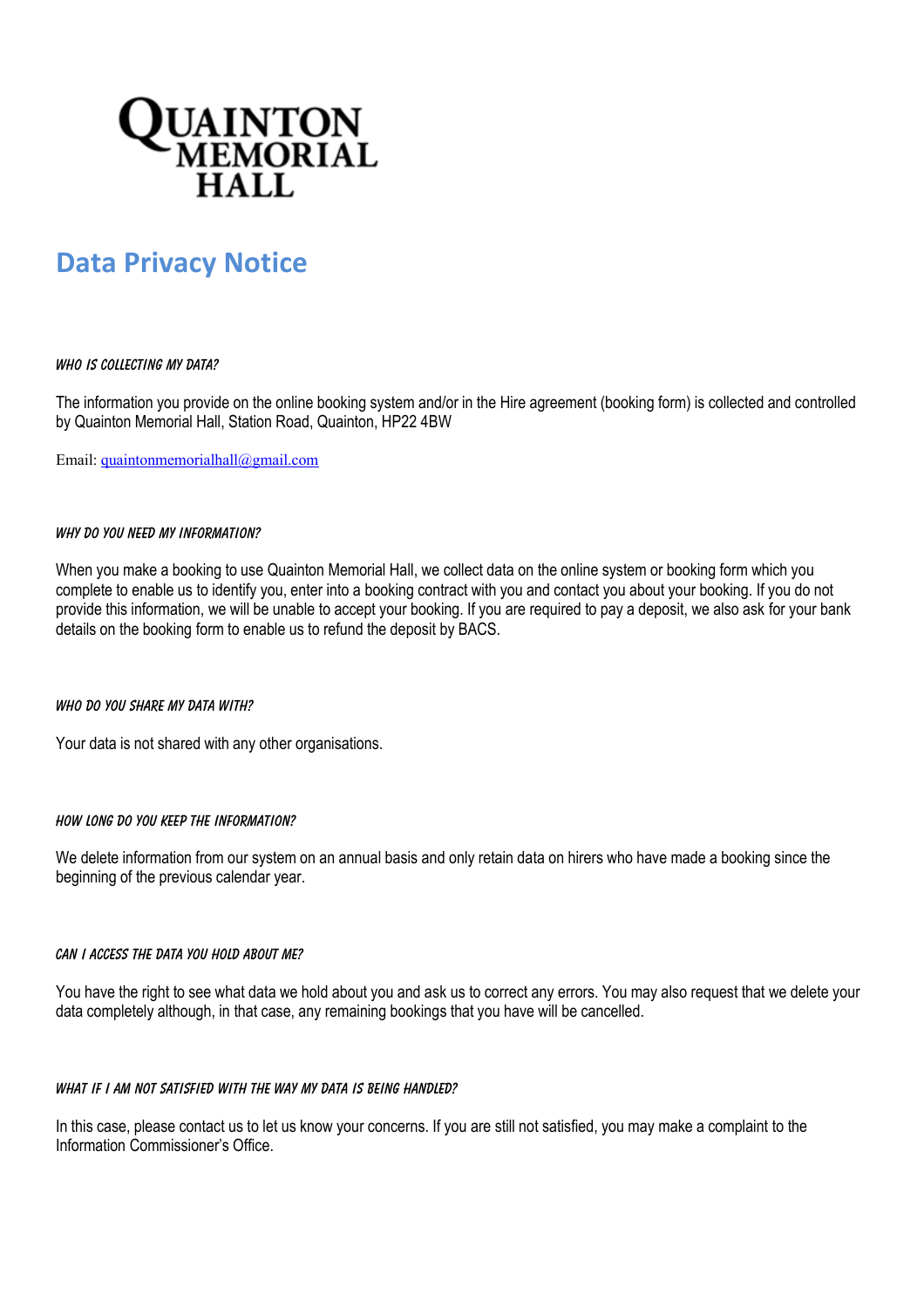# Quainton Memorial Hall

## Data Privacy Notice

### *Who is collecting my data?*

The information you provide on the online booking system and/or in the Hire agreement (booking form) is collected and controlled by Quainton Memorial Hall, Station Road, Quainton, HP22 4BW

Email: quaintonmemorialhall@gmail.com

### *Why do you need my information?*

When you make a booking to use Quainton Memorial Hall, we collect data on the online system or booking form which you complete to enable us to identify you, enter into a booking contract with you and contact you about your booking. If you do not provide this information, we will be unable to accept your booking. If you are required to pay a deposit, we also ask for your bank details on the booking form to enable us to refund the deposit by BACS.

### *Who do you share my data with?*

Your data is not shared with any other organisations.

### *How long do you keep the information?*

We delete information from our system on an annual basis and only retain data on hirers who have made a booking since the beginning of the previous calendar year.

### *Can I access the data you hold about me?*

You have the right to see what data we hold about you and ask us to correct any errors. You may also request that we delete your data completely although, in that case, any remaining bookings that you have will be cancelled.

### *What if I am not satisfied with the way my data is being handled?*

In this case, please contact us to let us know your concerns. If you are still not satisfied, you may make a complaint to the Information Commissioner's Office.